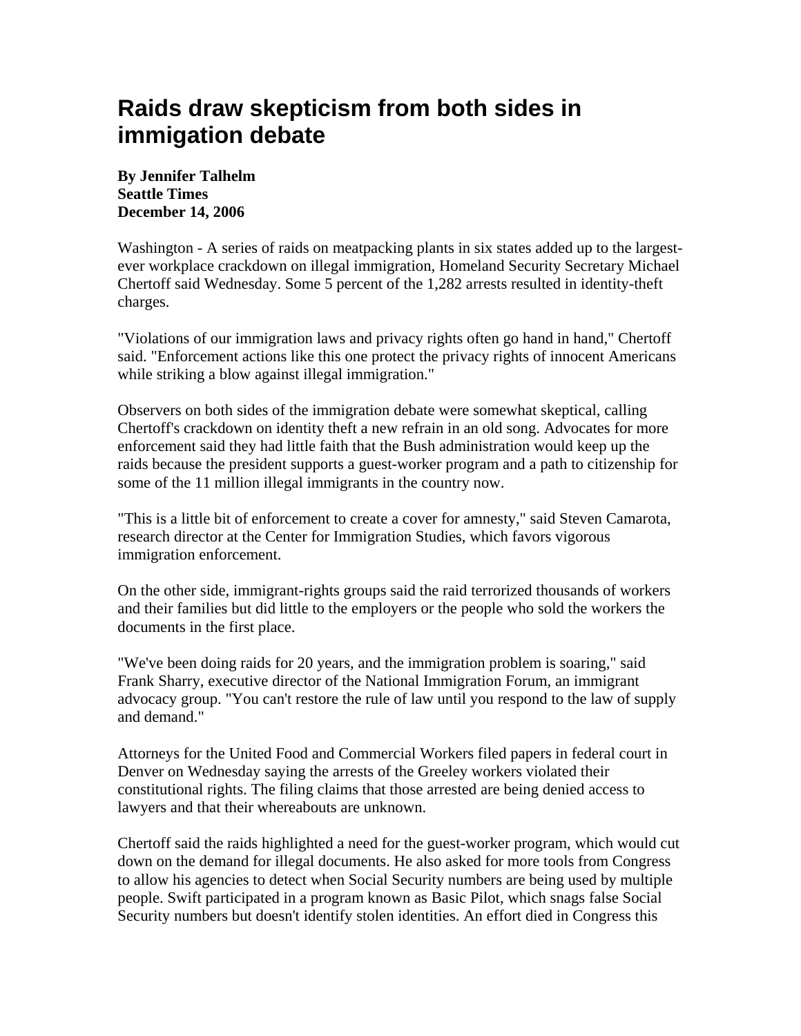# Raids draw skepticism from both sides in immigation debate

**By Jennifer Talhelm**
**Seattle Times**
**December 14, 2006**

Washington - A series of raids on meatpacking plants in six states added up to the largest-ever workplace crackdown on illegal immigration, Homeland Security Secretary Michael Chertoff said Wednesday. Some 5 percent of the 1,282 arrests resulted in identity-theft charges.

"Violations of our immigration laws and privacy rights often go hand in hand," Chertoff said. "Enforcement actions like this one protect the privacy rights of innocent Americans while striking a blow against illegal immigration."

Observers on both sides of the immigration debate were somewhat skeptical, calling Chertoff's crackdown on identity theft a new refrain in an old song. Advocates for more enforcement said they had little faith that the Bush administration would keep up the raids because the president supports a guest-worker program and a path to citizenship for some of the 11 million illegal immigrants in the country now.

"This is a little bit of enforcement to create a cover for amnesty," said Steven Camarota, research director at the Center for Immigration Studies, which favors vigorous immigration enforcement.

On the other side, immigrant-rights groups said the raid terrorized thousands of workers and their families but did little to the employers or the people who sold the workers the documents in the first place.

"We've been doing raids for 20 years, and the immigration problem is soaring," said Frank Sharry, executive director of the National Immigration Forum, an immigrant advocacy group. "You can't restore the rule of law until you respond to the law of supply and demand."

Attorneys for the United Food and Commercial Workers filed papers in federal court in Denver on Wednesday saying the arrests of the Greeley workers violated their constitutional rights. The filing claims that those arrested are being denied access to lawyers and that their whereabouts are unknown.

Chertoff said the raids highlighted a need for the guest-worker program, which would cut down on the demand for illegal documents. He also asked for more tools from Congress to allow his agencies to detect when Social Security numbers are being used by multiple people. Swift participated in a program known as Basic Pilot, which snags false Social Security numbers but doesn't identify stolen identities. An effort died in Congress this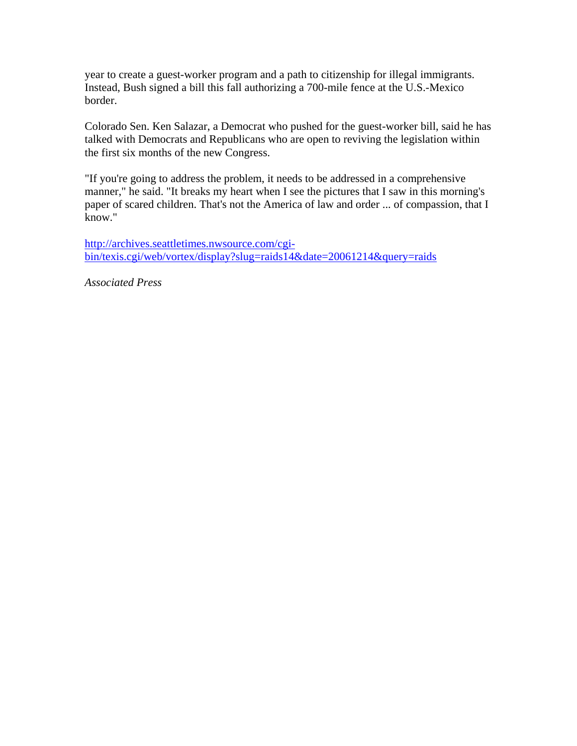year to create a guest-worker program and a path to citizenship for illegal immigrants. Instead, Bush signed a bill this fall authorizing a 700-mile fence at the U.S.-Mexico border.

Colorado Sen. Ken Salazar, a Democrat who pushed for the guest-worker bill, said he has talked with Democrats and Republicans who are open to reviving the legislation within the first six months of the new Congress.

"If you're going to address the problem, it needs to be addressed in a comprehensive manner," he said. "It breaks my heart when I see the pictures that I saw in this morning's paper of scared children. That's not the America of law and order ... of compassion, that I know."

[http://archives.seattletimes.nwsource.com/cgi-bin/texis.cgi/web/vortex/display?slug=raids14&date=20061214&query=raids](http://archives.seattletimes.nwsource.com/cgi-bin/texis.cgi/web/vortex/display?slug=raids14&date=20061214&query=raids)

*Associated Press*